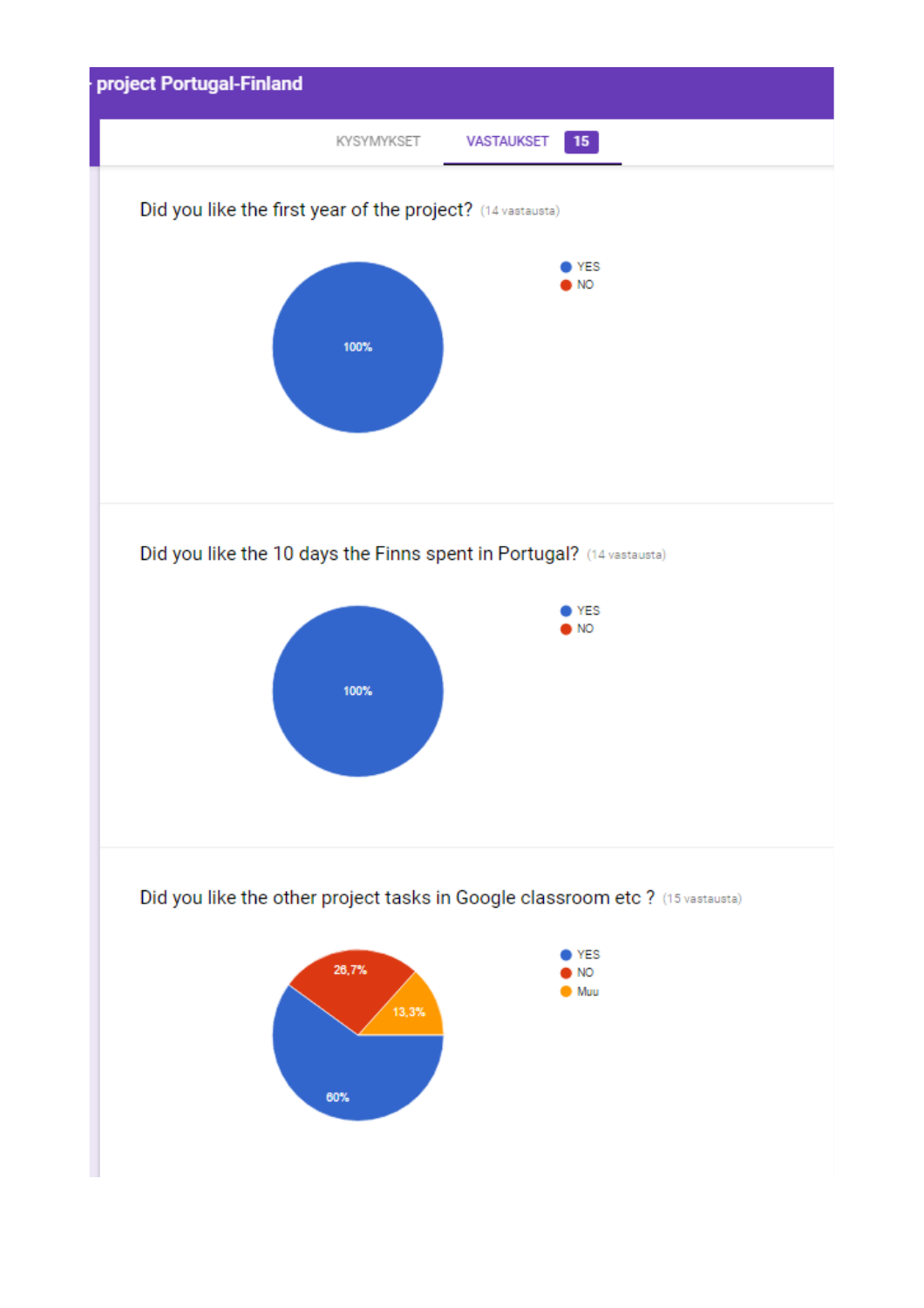# project Portugal-Finland

KYSYMYKSET    VASTAUKSET 15

Did you like the first year of the project? (14 vastausta)

- YES
- NO

100%

Did you like the 10 days the Finns spent in Portugal? (14 vastausta)

- YES
- NO

100%

Did you like the other project tasks in Google classroom etc ? (15 vastausta)

- YES
- NO
- Muu

60%
26,7%
13,3%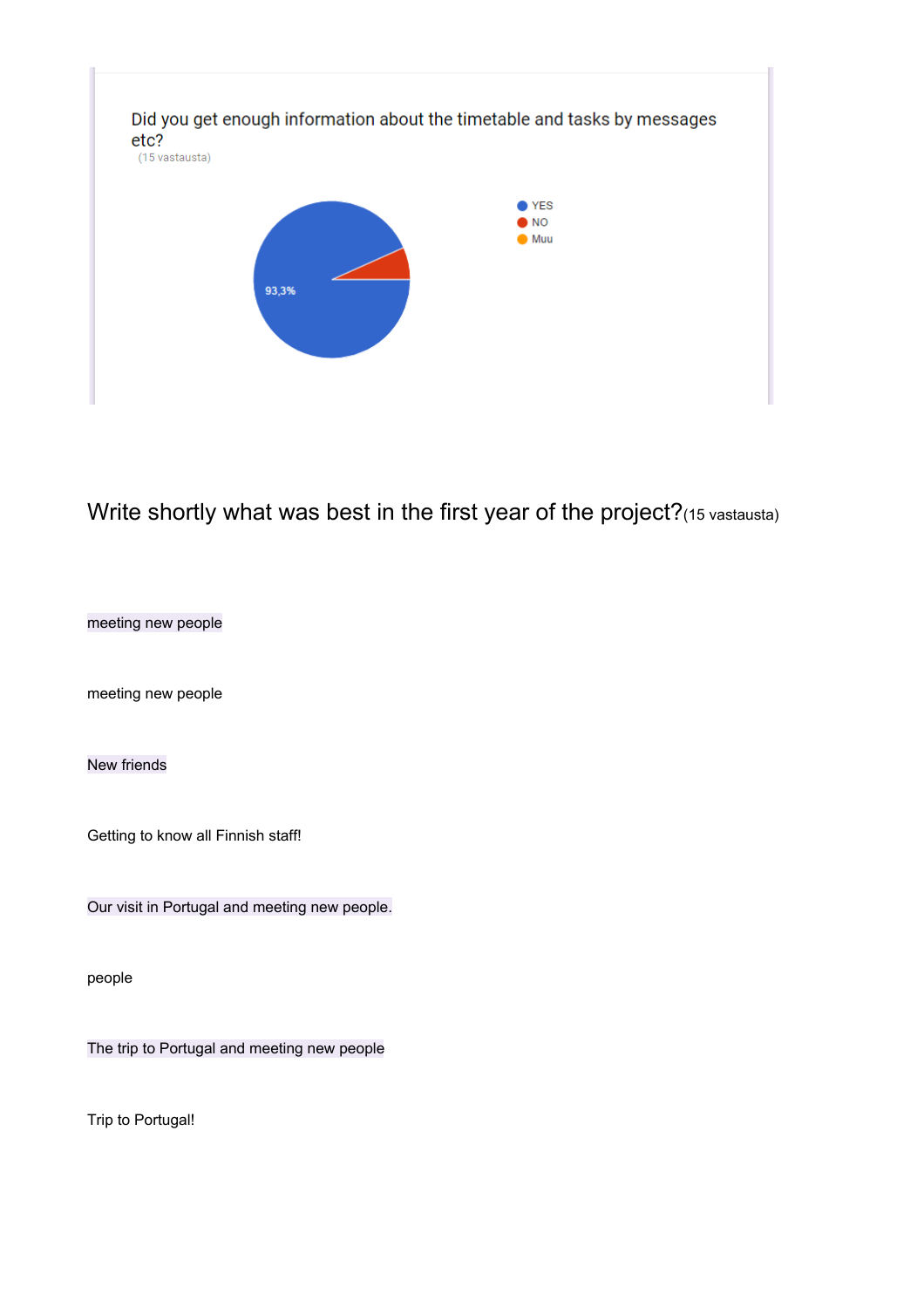Did you get enough information about the timetable and tasks by messages etc?

(15 vastausta)

- YES
- NO
- Muu

93,3%

Write shortly what was best in the first year of the project?(15 vastausta)

meeting new people

meeting new people

New friends

Getting to know all Finnish staff!

Our visit in Portugal and meeting new people.

people

The trip to Portugal and meeting new people

Trip to Portugal!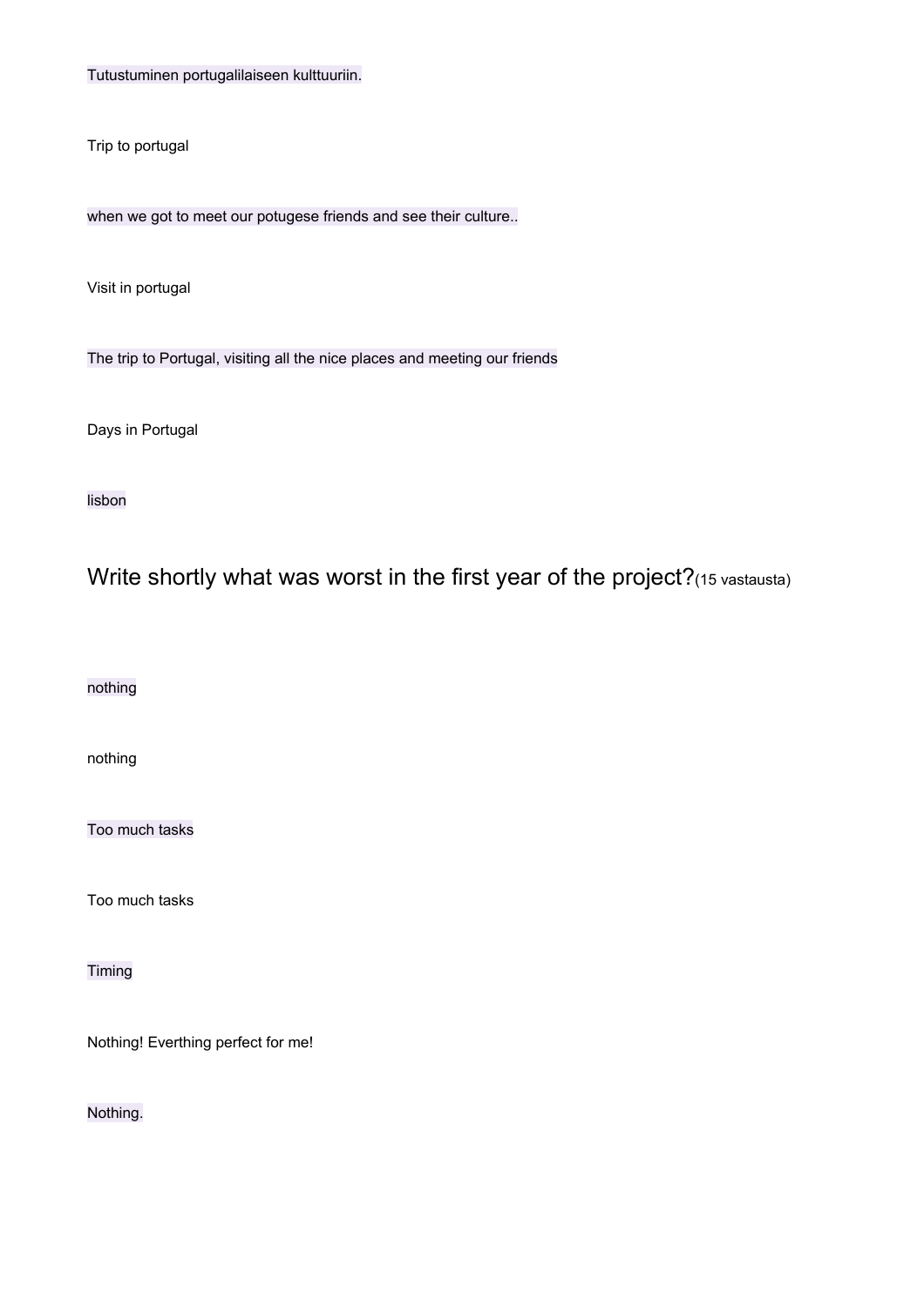Tutustuminen portugalilaiseen kulttuuriin.

Trip to portugal

when we got to meet our potugese friends and see their culture..

Visit in portugal

The trip to Portugal, visiting all the nice places and meeting our friends

Days in Portugal

lisbon

## Write shortly what was worst in the first year of the project?(15 vastausta)

nothing

nothing

Too much tasks

Too much tasks

Timing

Nothing! Everthing perfect for me!

Nothing.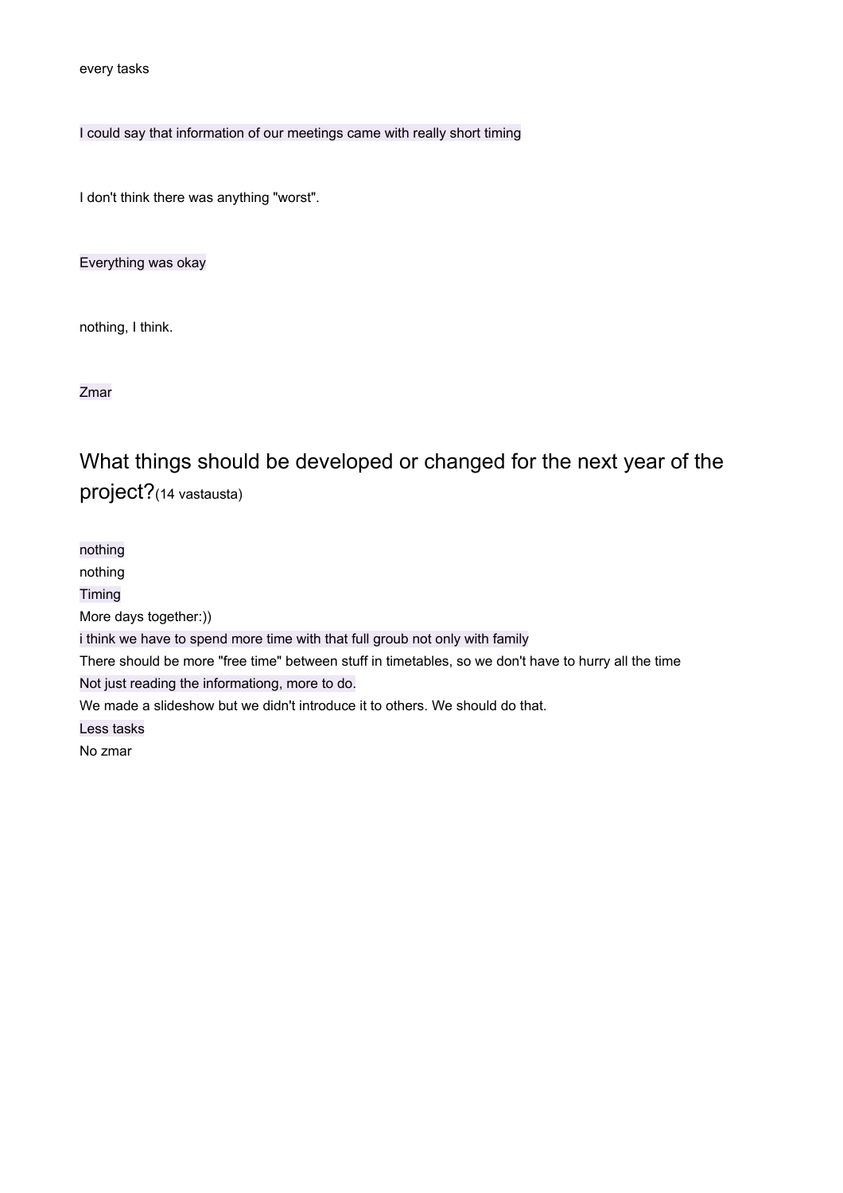every tasks

I could say that information of our meetings came with really short timing

I don't think there was anything "worst".

Everything was okay

nothing, I think.

Zmar

## What things should be developed or changed for the next year of the project?(14 vastausta)

nothing

nothing

Timing

More days together:))

i think we have to spend more time with that full groub not only with family

There should be more "free time" between stuff in timetables, so we don't have to hurry all the time

Not just reading the informationg, more to do.

We made a slideshow but we didn't introduce it to others. We should do that.

Less tasks

No zmar